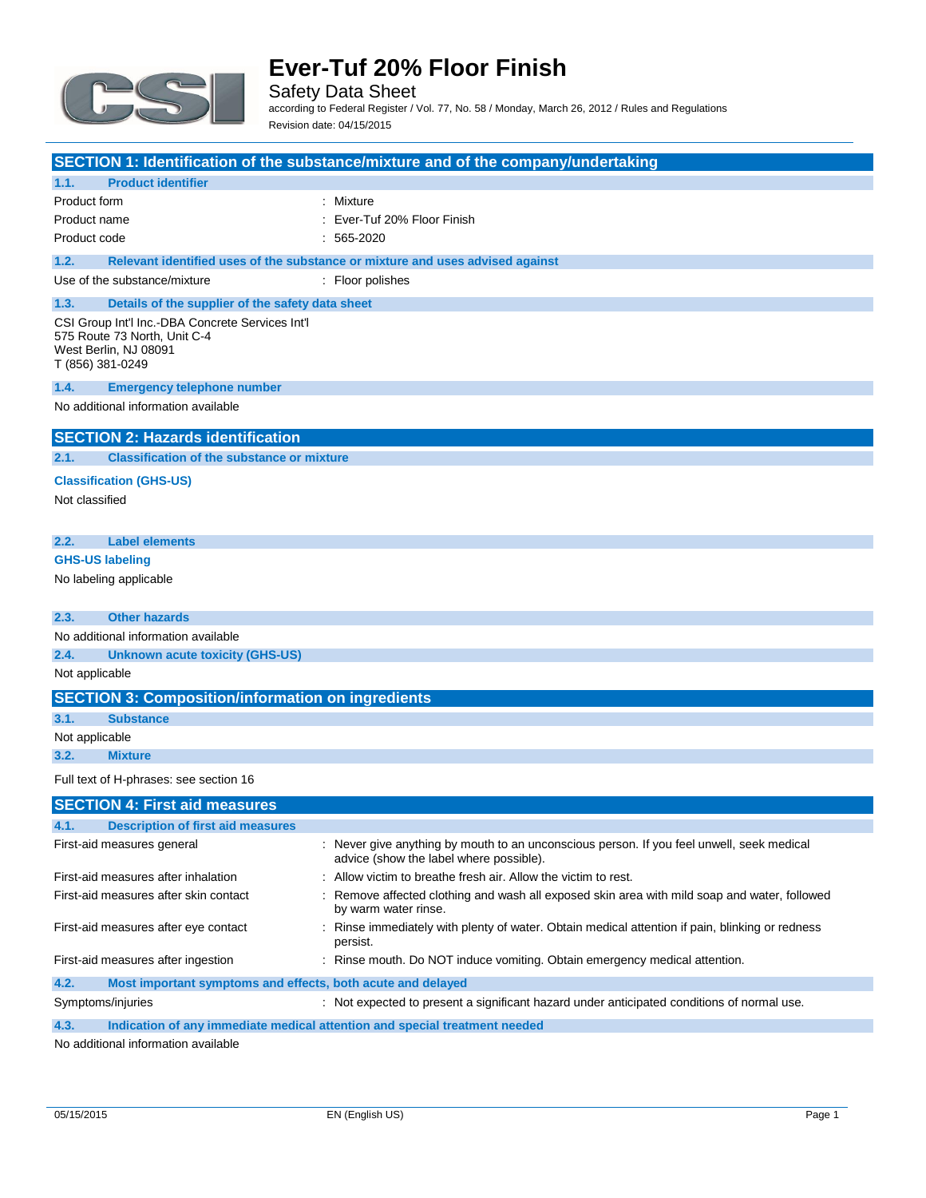# Ever-Tuf 20% Floor Finish

Safety Data Sheet

according to Federal Register / Vol. 77, No. 58 / Monday, March 26, 2012 / Rules and Regulations

Revision date: 04/15/2015

## SECTION 1: Identification of the substance/mixture and of the company/undertaking

### 1.1. Product identifier

| | |
|---|---|
| Product form | : Mixture |
| Product name | : Ever-Tuf 20% Floor Finish |
| Product code | : 565-2020 |

### 1.2. Relevant identified uses of the substance or mixture and uses advised against

| | |
|---|---|
| Use of the substance/mixture | : Floor polishes |

### 1.3. Details of the supplier of the safety data sheet

CSI Group Int'l Inc.-DBA Concrete Services Int'l
575 Route 73 North, Unit C-4
West Berlin, NJ 08091
T (856) 381-0249

### 1.4. Emergency telephone number

No additional information available

## SECTION 2: Hazards identification

### 2.1. Classification of the substance or mixture

**Classification (GHS-US)**

Not classified

### 2.2. Label elements

**GHS-US labeling**

No labeling applicable

### 2.3. Other hazards

No additional information available

### 2.4. Unknown acute toxicity (GHS-US)

Not applicable

## SECTION 3: Composition/information on ingredients

### 3.1. Substance

Not applicable

### 3.2. Mixture

Full text of H-phrases: see section 16

## SECTION 4: First aid measures

### 4.1. Description of first aid measures

| | |
|---|---|
| First-aid measures general | : Never give anything by mouth to an unconscious person. If you feel unwell, seek medical advice (show the label where possible). |
| First-aid measures after inhalation | : Allow victim to breathe fresh air. Allow the victim to rest. |
| First-aid measures after skin contact | : Remove affected clothing and wash all exposed skin area with mild soap and water, followed by warm water rinse. |
| First-aid measures after eye contact | : Rinse immediately with plenty of water. Obtain medical attention if pain, blinking or redness persist. |
| First-aid measures after ingestion | : Rinse mouth. Do NOT induce vomiting. Obtain emergency medical attention. |

### 4.2. Most important symptoms and effects, both acute and delayed

| | |
|---|---|
| Symptoms/injuries | : Not expected to present a significant hazard under anticipated conditions of normal use. |

### 4.3. Indication of any immediate medical attention and special treatment needed

No additional information available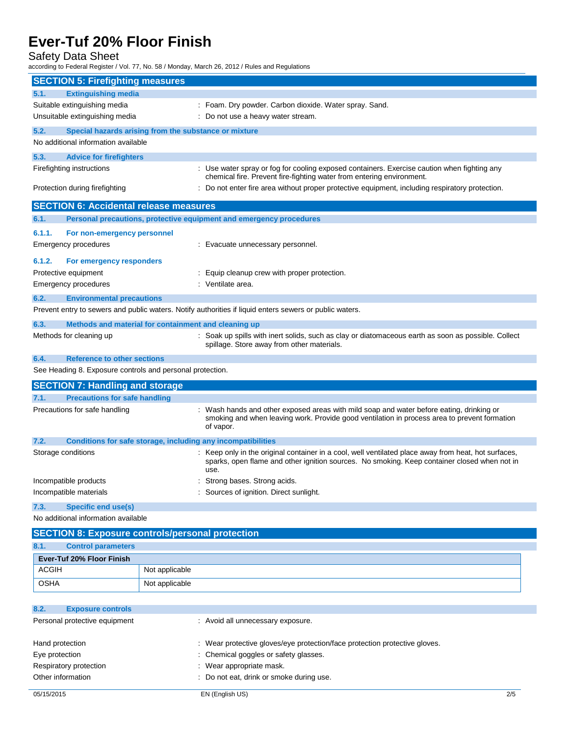## SECTION 5: Firefighting measures

### 5.1. Extinguishing media

Suitable extinguishing media : Foam. Dry powder. Carbon dioxide. Water spray. Sand.

Unsuitable extinguishing media : Do not use a heavy water stream.

### 5.2. Special hazards arising from the substance or mixture

No additional information available

### 5.3. Advice for firefighters

Firefighting instructions : Use water spray or fog for cooling exposed containers. Exercise caution when fighting any chemical fire. Prevent fire-fighting water from entering environment.

Protection during firefighting : Do not enter fire area without proper protective equipment, including respiratory protection.

## SECTION 6: Accidental release measures

### 6.1. Personal precautions, protective equipment and emergency procedures

#### 6.1.1. For non-emergency personnel

Emergency procedures : Evacuate unnecessary personnel.

#### 6.1.2. For emergency responders

Protective equipment : Equip cleanup crew with proper protection.

Emergency procedures : Ventilate area.

### 6.2. Environmental precautions

Prevent entry to sewers and public waters. Notify authorities if liquid enters sewers or public waters.

### 6.3. Methods and material for containment and cleaning up

Methods for cleaning up : Soak up spills with inert solids, such as clay or diatomaceous earth as soon as possible. Collect spillage. Store away from other materials.

### 6.4. Reference to other sections

See Heading 8. Exposure controls and personal protection.

## SECTION 7: Handling and storage

### 7.1. Precautions for safe handling

Precautions for safe handling : Wash hands and other exposed areas with mild soap and water before eating, drinking or smoking and when leaving work. Provide good ventilation in process area to prevent formation of vapor.

### 7.2. Conditions for safe storage, including any incompatibilities

Storage conditions : Keep only in the original container in a cool, well ventilated place away from heat, hot surfaces, sparks, open flame and other ignition sources. No smoking. Keep container closed when not in use.

Incompatible products : Strong bases. Strong acids.

Incompatible materials : Sources of ignition. Direct sunlight.

### 7.3. Specific end use(s)

No additional information available

## SECTION 8: Exposure controls/personal protection

### 8.1. Control parameters

| Ever-Tuf 20% Floor Finish | |
|---|---|
| ACGIH | Not applicable |
| OSHA | Not applicable |

### 8.2. Exposure controls

Personal protective equipment : Avoid all unnecessary exposure.

Hand protection : Wear protective gloves/eye protection/face protection protective gloves.

Eye protection : Chemical goggles or safety glasses.

Respiratory protection : Wear appropriate mask.

Other information : Do not eat, drink or smoke during use.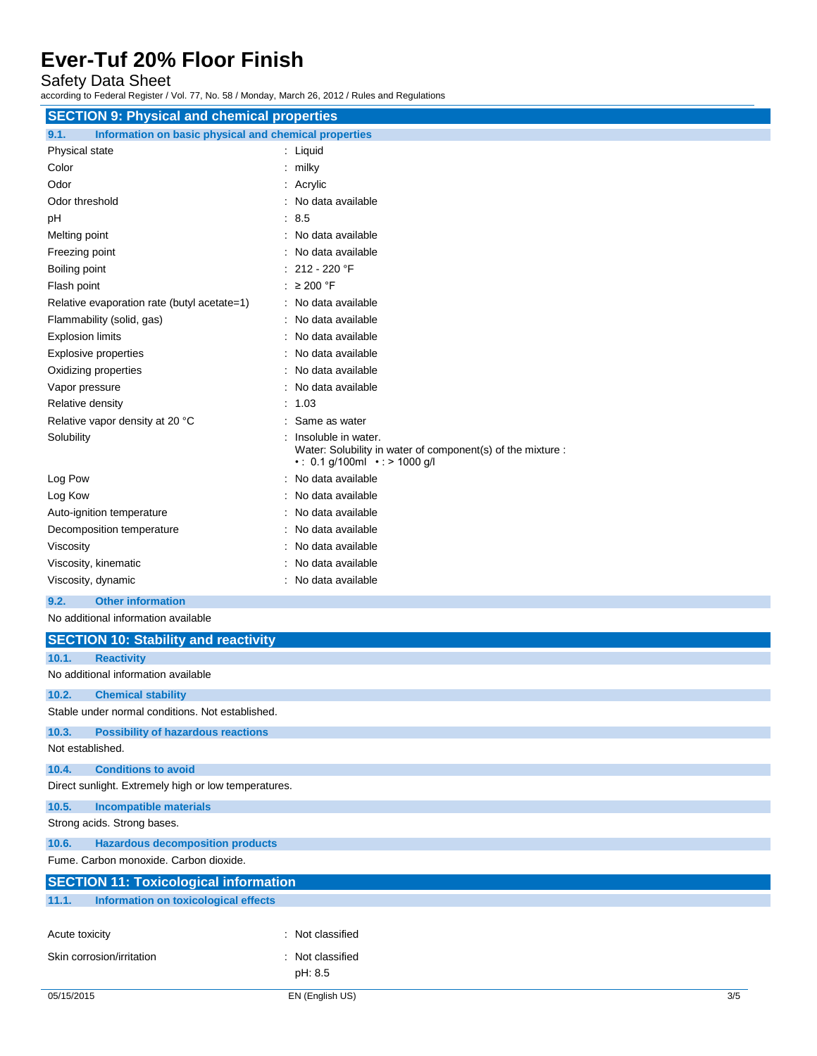## SECTION 9: Physical and chemical properties

### 9.1. Information on basic physical and chemical properties

| Property | Value |
|---|---|
| Physical state | : Liquid |
| Color | : milky |
| Odor | : Acrylic |
| Odor threshold | : No data available |
| pH | : 8.5 |
| Melting point | : No data available |
| Freezing point | : No data available |
| Boiling point | : 212 - 220 °F |
| Flash point | : ≥ 200 °F |
| Relative evaporation rate (butyl acetate=1) | : No data available |
| Flammability (solid, gas) | : No data available |
| Explosion limits | : No data available |
| Explosive properties | : No data available |
| Oxidizing properties | : No data available |
| Vapor pressure | : No data available |
| Relative density | : 1.03 |
| Relative vapor density at 20 °C | : Same as water |
| Solubility | : Insoluble in water. Water: Solubility in water of component(s) of the mixture : • : 0.1 g/100ml • : > 1000 g/l |
| Log Pow | : No data available |
| Log Kow | : No data available |
| Auto-ignition temperature | : No data available |
| Decomposition temperature | : No data available |
| Viscosity | : No data available |
| Viscosity, kinematic | : No data available |
| Viscosity, dynamic | : No data available |

### 9.2. Other information

No additional information available

## SECTION 10: Stability and reactivity

### 10.1. Reactivity

No additional information available

### 10.2. Chemical stability

Stable under normal conditions. Not established.

### 10.3. Possibility of hazardous reactions

Not established.

### 10.4. Conditions to avoid

Direct sunlight. Extremely high or low temperatures.

### 10.5. Incompatible materials

Strong acids. Strong bases.

### 10.6. Hazardous decomposition products

Fume. Carbon monoxide. Carbon dioxide.

## SECTION 11: Toxicological information

### 11.1. Information on toxicological effects

| Property | Value |
|---|---|
| Acute toxicity | : Not classified |
| Skin corrosion/irritation | : Not classified<br>pH: 8.5 |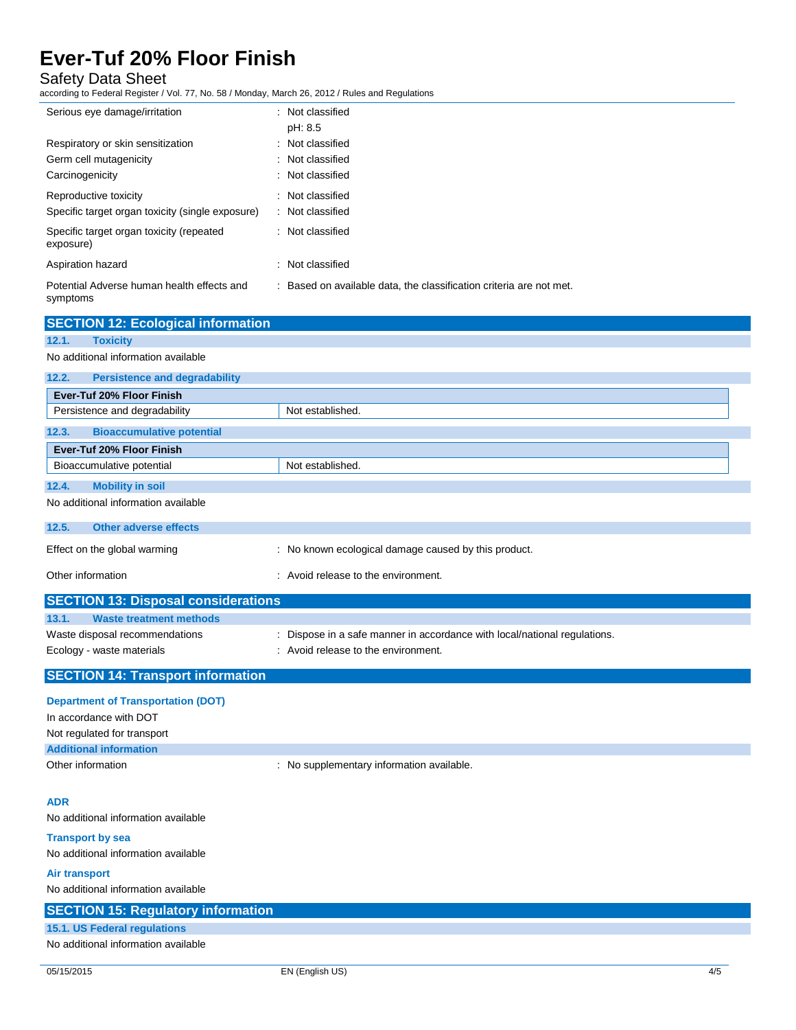| | |
|---|---|
| Serious eye damage/irritation | : Not classified<br>pH: 8.5 |
| Respiratory or skin sensitization | : Not classified |
| Germ cell mutagenicity | : Not classified |
| Carcinogenicity | : Not classified |
| Reproductive toxicity | : Not classified |
| Specific target organ toxicity (single exposure) | : Not classified |
| Specific target organ toxicity (repeated exposure) | : Not classified |
| Aspiration hazard | : Not classified |
| Potential Adverse human health effects and symptoms | : Based on available data, the classification criteria are not met. |

## SECTION 12: Ecological information

### 12.1. Toxicity

No additional information available

### 12.2. Persistence and degradability

| Ever-Tuf 20% Floor Finish | |
|---|---|
| Persistence and degradability | Not established. |

### 12.3. Bioaccumulative potential

| Ever-Tuf 20% Floor Finish | |
|---|---|
| Bioaccumulative potential | Not established. |

### 12.4. Mobility in soil

No additional information available

### 12.5. Other adverse effects

| | |
|---|---|
| Effect on the global warming | : No known ecological damage caused by this product. |
| Other information | : Avoid release to the environment. |

## SECTION 13: Disposal considerations

### 13.1. Waste treatment methods

| | |
|---|---|
| Waste disposal recommendations | : Dispose in a safe manner in accordance with local/national regulations. |
| Ecology - waste materials | : Avoid release to the environment. |

## SECTION 14: Transport information

**Department of Transportation (DOT)**

In accordance with DOT

Not regulated for transport

**Additional information**

Other information : No supplementary information available.

**ADR**

No additional information available

**Transport by sea**

No additional information available

**Air transport**

No additional information available

## SECTION 15: Regulatory information

### 15.1. US Federal regulations

No additional information available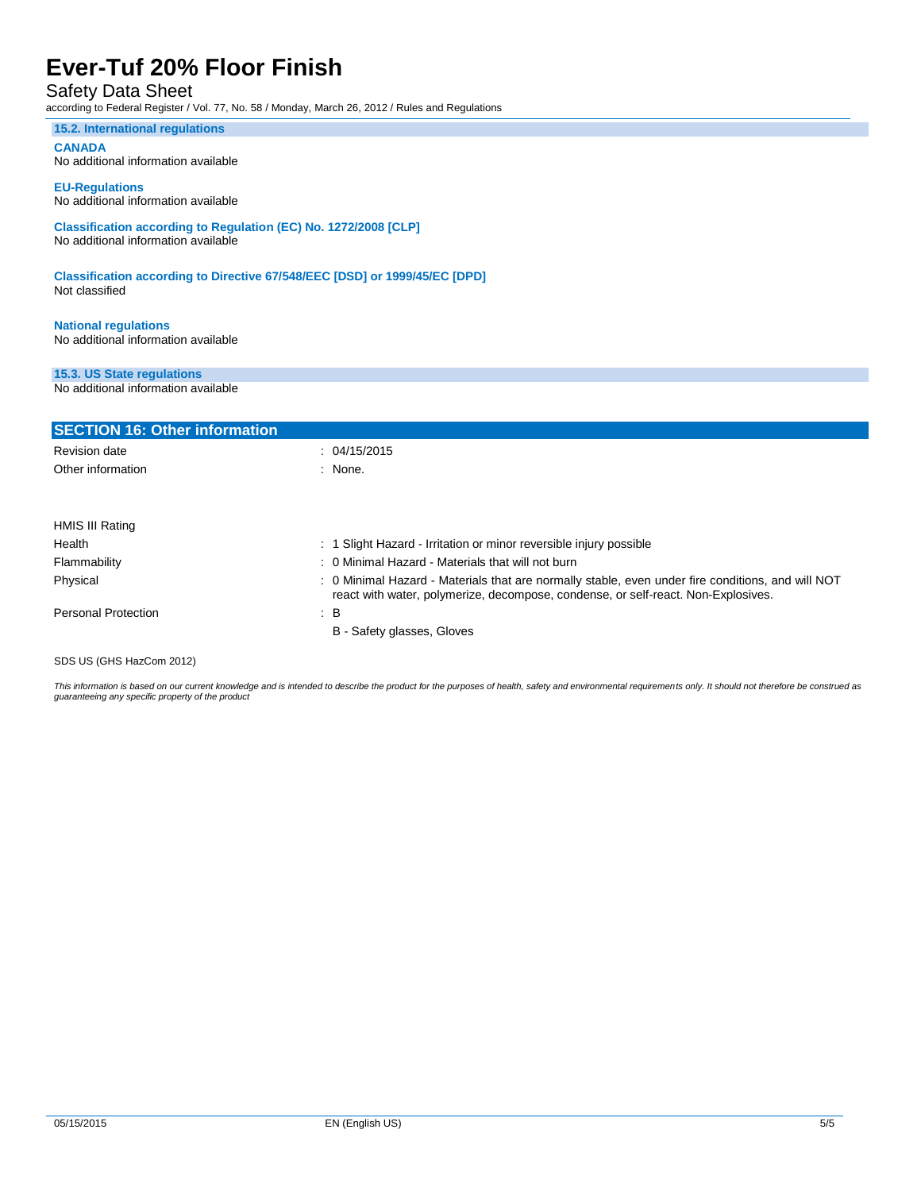### 15.2. International regulations

**CANADA**

No additional information available

**EU-Regulations**

No additional information available

**Classification according to Regulation (EC) No. 1272/2008 [CLP]**

No additional information available

**Classification according to Directive 67/548/EEC [DSD] or 1999/45/EC [DPD]**

Not classified

**National regulations**

No additional information available

### 15.3. US State regulations

No additional information available

## SECTION 16: Other information

| | |
|---|---|
| Revision date | : 04/15/2015 |
| Other information | : None. |

| | |
|---|---|
| HMIS III Rating | |
| Health | : 1 Slight Hazard - Irritation or minor reversible injury possible |
| Flammability | : 0 Minimal Hazard - Materials that will not burn |
| Physical | : 0 Minimal Hazard - Materials that are normally stable, even under fire conditions, and will NOT react with water, polymerize, decompose, condense, or self-react. Non-Explosives. |
| Personal Protection | : B<br>B - Safety glasses, Gloves |

SDS US (GHS HazCom 2012)

*This information is based on our current knowledge and is intended to describe the product for the purposes of health, safety and environmental requirements only. It should not therefore be construed as guaranteeing any specific property of the product*